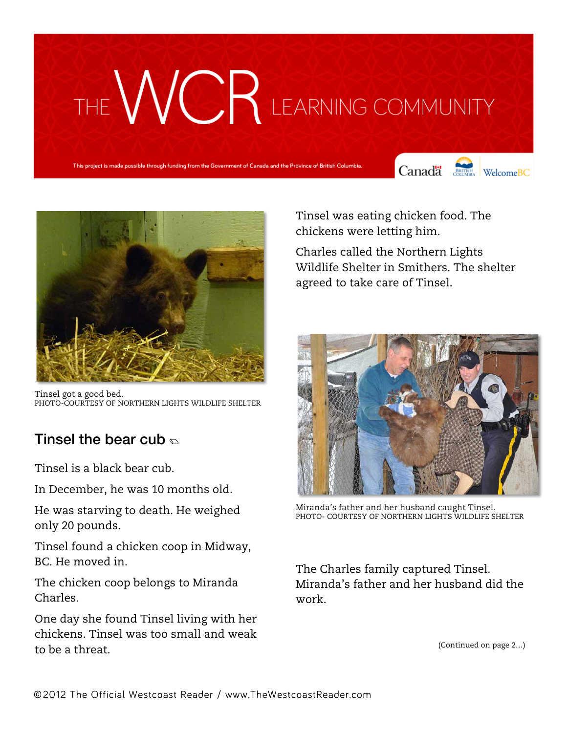# THE WCR LEARNING COMMUNITY

This project is made possible through funding from the Government of Canada and the Province of British Columbia.

Tinsel got a good bed.
PHOTO-COURTESY OF NORTHERN LIGHTS WILDLIFE SHELTER

## Tinsel the bear cub

Tinsel is a black bear cub.

In December, he was 10 months old.

He was starving to death. He weighed only 20 pounds.

Tinsel found a chicken coop in Midway, BC. He moved in.

The chicken coop belongs to Miranda Charles.

One day she found Tinsel living with her chickens. Tinsel was too small and weak to be a threat.

Tinsel was eating chicken food. The chickens were letting him.

Charles called the Northern Lights Wildlife Shelter in Smithers. The shelter agreed to take care of Tinsel.

Miranda's father and her husband caught Tinsel.
PHOTO- COURTESY OF NORTHERN LIGHTS WILDLIFE SHELTER

The Charles family captured Tinsel. Miranda's father and her husband did the work.

(Continued on page 2...)

©2012 The Official Westcoast Reader / www.TheWestcoastReader.com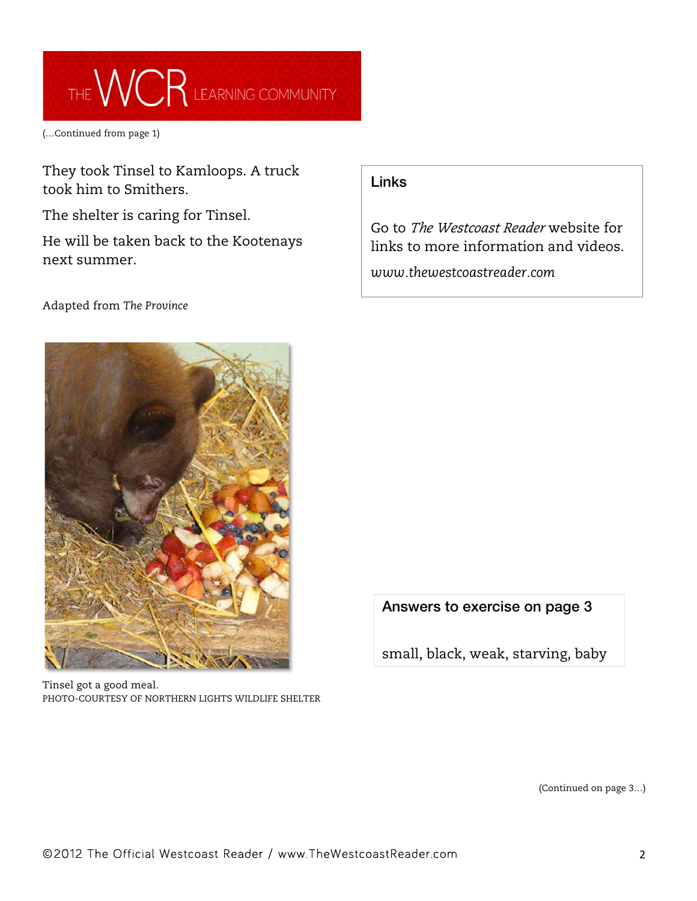(...Continued from page 1)

They took Tinsel to Kamloops. A truck took him to Smithers.

The shelter is caring for Tinsel.

He will be taken back to the Kootenays next summer.

Adapted from *The Province*

Tinsel got a good meal.
PHOTO-COURTESY OF NORTHERN LIGHTS WILDLIFE SHELTER

## Links

Go to *The Westcoast Reader* website for links to more information and videos.

*www.thewestcoastreader.com*

## Answers to exercise on page 3

small, black, weak, starving, baby

(Continued on page 3...)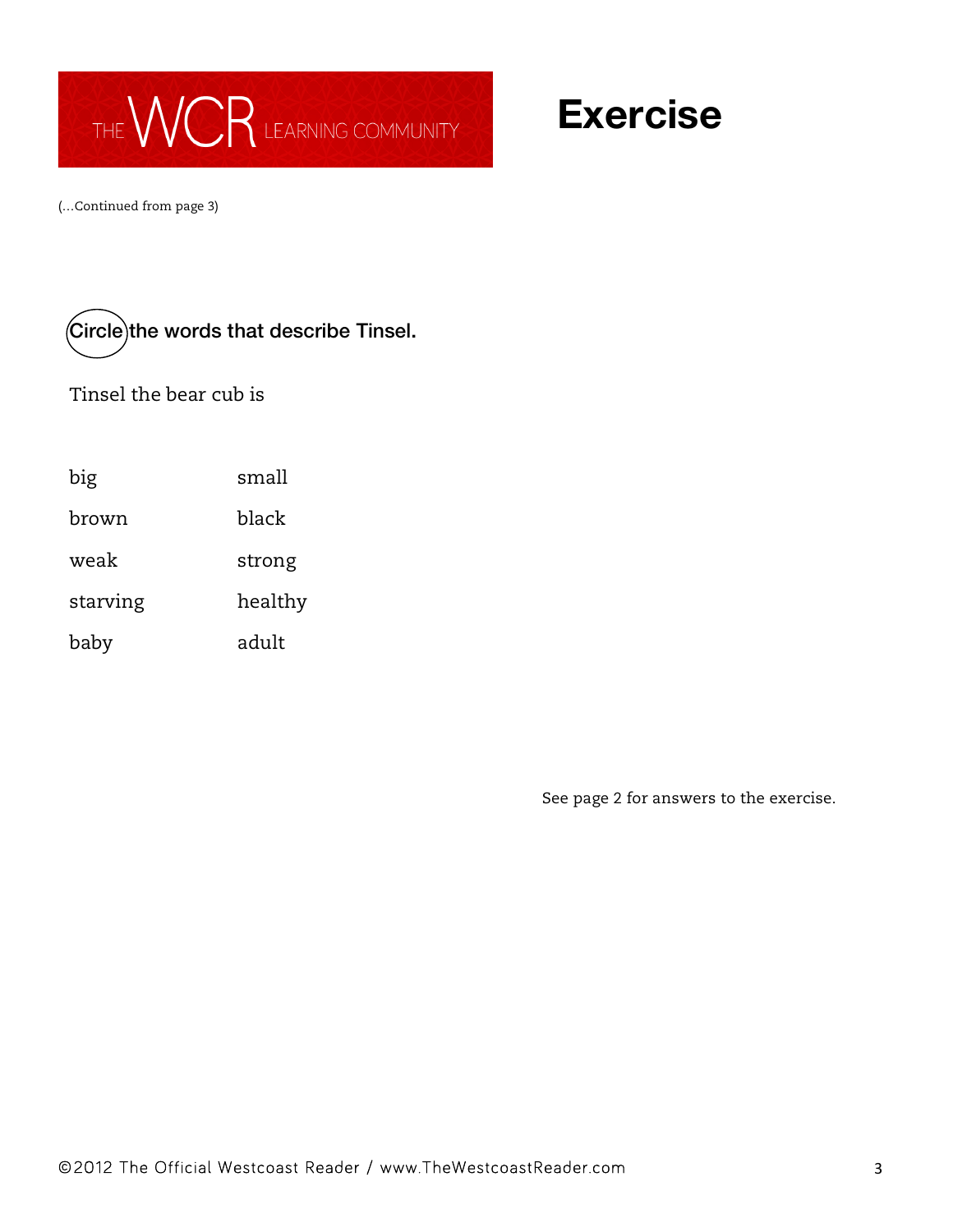# Exercise

(...Continued from page 3)

**Circle the words that describe Tinsel.**

Tinsel the bear cub is

| | |
|---|---|
| big | small |
| brown | black |
| weak | strong |
| starving | healthy |
| baby | adult |

See page 2 for answers to the exercise.

©2012 The Official Westcoast Reader / www.TheWestcoastReader.com